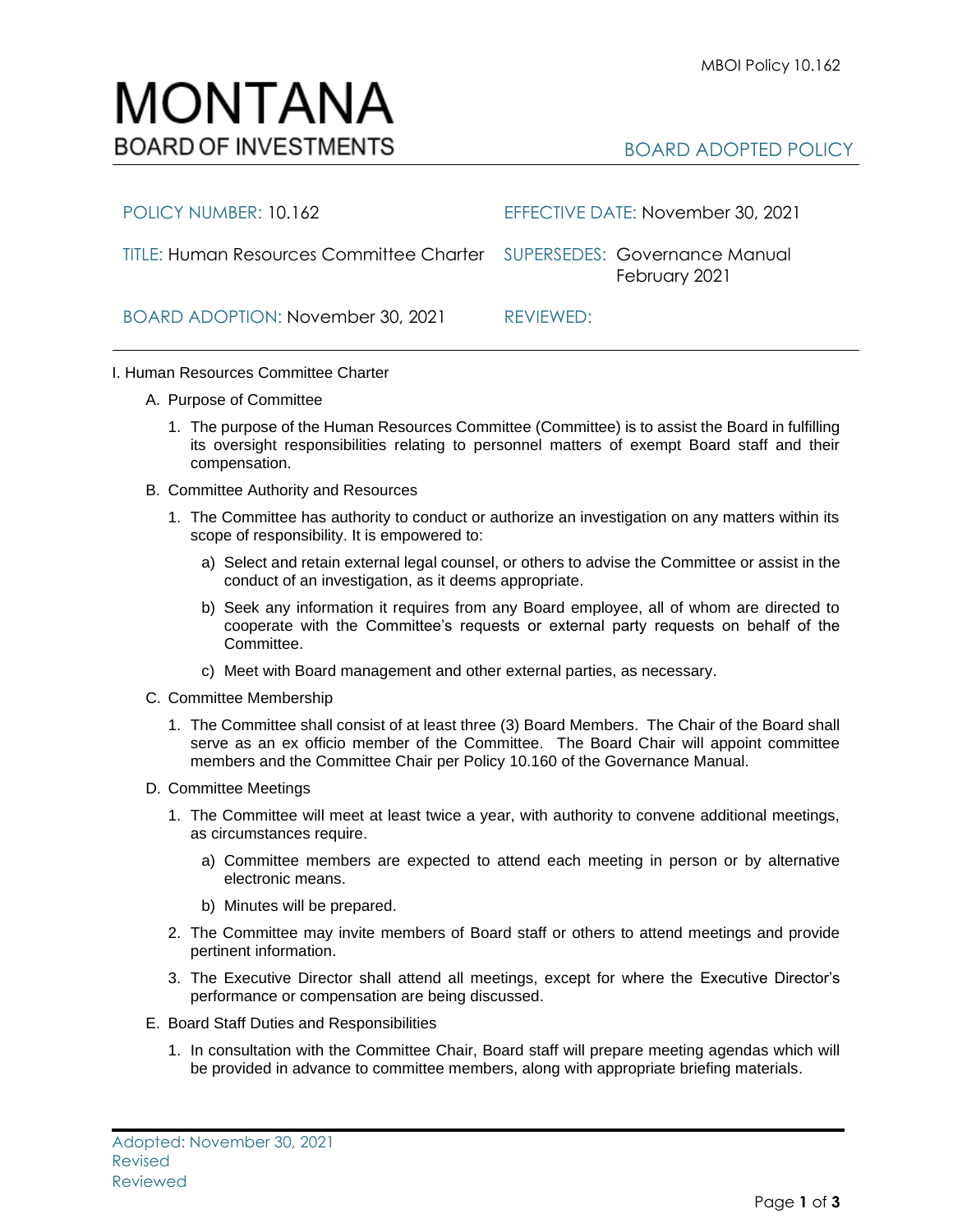# MONTANA
## BOARD OF INVESTMENTS

BOARD ADOPTED POLICY

| | |
|---|---|
| POLICY NUMBER: 10.162 | EFFECTIVE DATE: November 30, 2021 |
| TITLE: Human Resources Committee Charter | SUPERSEDES: Governance Manual February 2021 |
| BOARD ADOPTION: November 30, 2021 | REVIEWED: |

I. Human Resources Committee Charter

A. Purpose of Committee

1. The purpose of the Human Resources Committee (Committee) is to assist the Board in fulfilling its oversight responsibilities relating to personnel matters of exempt Board staff and their compensation.

B. Committee Authority and Resources

1. The Committee has authority to conduct or authorize an investigation on any matters within its scope of responsibility. It is empowered to:

   a) Select and retain external legal counsel, or others to advise the Committee or assist in the conduct of an investigation, as it deems appropriate.

   b) Seek any information it requires from any Board employee, all of whom are directed to cooperate with the Committee's requests or external party requests on behalf of the Committee.

   c) Meet with Board management and other external parties, as necessary.

C. Committee Membership

1. The Committee shall consist of at least three (3) Board Members. The Chair of the Board shall serve as an ex officio member of the Committee. The Board Chair will appoint committee members and the Committee Chair per Policy 10.160 of the Governance Manual.

D. Committee Meetings

1. The Committee will meet at least twice a year, with authority to convene additional meetings, as circumstances require.

   a) Committee members are expected to attend each meeting in person or by alternative electronic means.

   b) Minutes will be prepared.

2. The Committee may invite members of Board staff or others to attend meetings and provide pertinent information.

3. The Executive Director shall attend all meetings, except for where the Executive Director's performance or compensation are being discussed.

E. Board Staff Duties and Responsibilities

1. In consultation with the Committee Chair, Board staff will prepare meeting agendas which will be provided in advance to committee members, along with appropriate briefing materials.

Adopted: November 30, 2021
Revised
Reviewed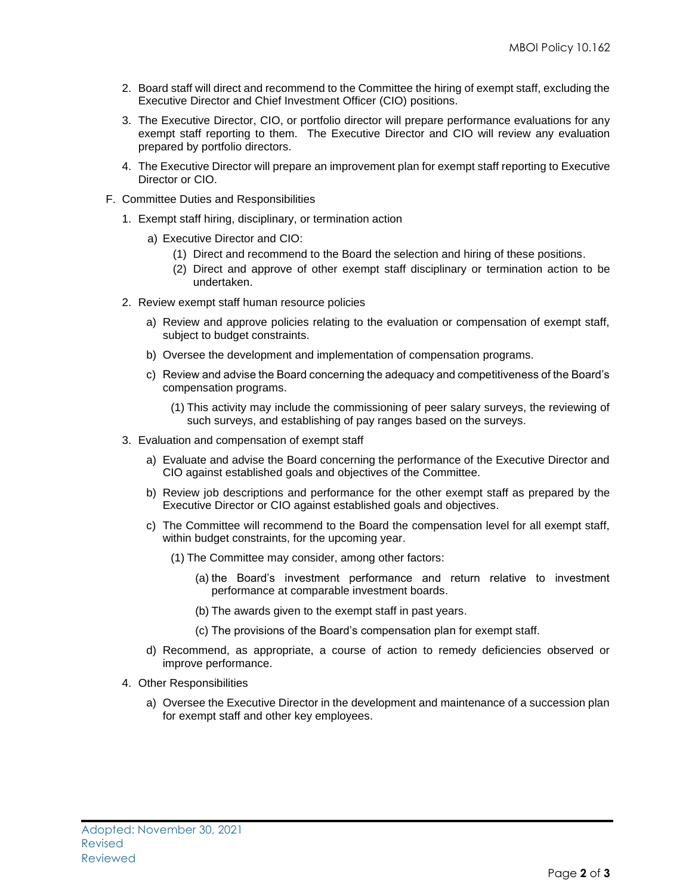2. Board staff will direct and recommend to the Committee the hiring of exempt staff, excluding the Executive Director and Chief Investment Officer (CIO) positions.
3. The Executive Director, CIO, or portfolio director will prepare performance evaluations for any exempt staff reporting to them. The Executive Director and CIO will review any evaluation prepared by portfolio directors.
4. The Executive Director will prepare an improvement plan for exempt staff reporting to Executive Director or CIO.

F. Committee Duties and Responsibilities

1. Exempt staff hiring, disciplinary, or termination action
   - a) Executive Director and CIO:
     - (1) Direct and recommend to the Board the selection and hiring of these positions.
     - (2) Direct and approve of other exempt staff disciplinary or termination action to be undertaken.
2. Review exempt staff human resource policies
   - a) Review and approve policies relating to the evaluation or compensation of exempt staff, subject to budget constraints.
   - b) Oversee the development and implementation of compensation programs.
   - c) Review and advise the Board concerning the adequacy and competitiveness of the Board's compensation programs.
     - (1) This activity may include the commissioning of peer salary surveys, the reviewing of such surveys, and establishing of pay ranges based on the surveys.
3. Evaluation and compensation of exempt staff
   - a) Evaluate and advise the Board concerning the performance of the Executive Director and CIO against established goals and objectives of the Committee.
   - b) Review job descriptions and performance for the other exempt staff as prepared by the Executive Director or CIO against established goals and objectives.
   - c) The Committee will recommend to the Board the compensation level for all exempt staff, within budget constraints, for the upcoming year.
     - (1) The Committee may consider, among other factors:
       - (a) the Board's investment performance and return relative to investment performance at comparable investment boards.
       - (b) The awards given to the exempt staff in past years.
       - (c) The provisions of the Board's compensation plan for exempt staff.
   - d) Recommend, as appropriate, a course of action to remedy deficiencies observed or improve performance.
4. Other Responsibilities
   - a) Oversee the Executive Director in the development and maintenance of a succession plan for exempt staff and other key employees.

Adopted: November 30, 2021
Revised
Reviewed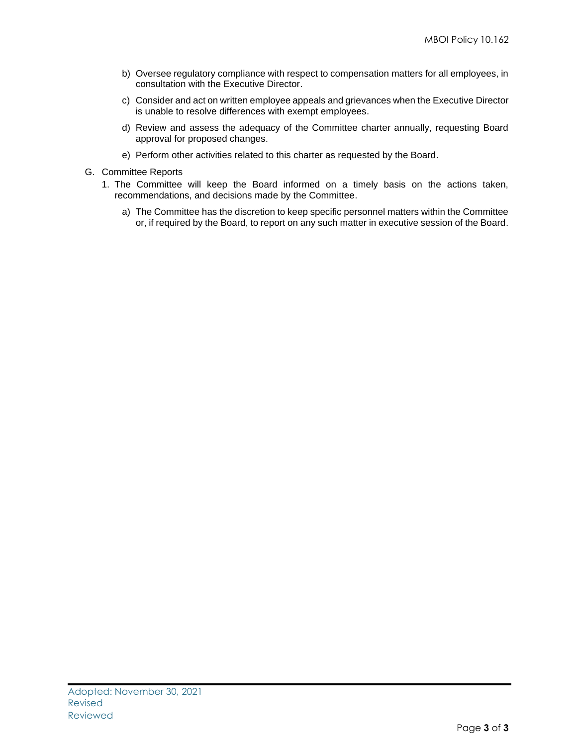b) Oversee regulatory compliance with respect to compensation matters for all employees, in consultation with the Executive Director.

c) Consider and act on written employee appeals and grievances when the Executive Director is unable to resolve differences with exempt employees.

d) Review and assess the adequacy of the Committee charter annually, requesting Board approval for proposed changes.

e) Perform other activities related to this charter as requested by the Board.

G. Committee Reports

1. The Committee will keep the Board informed on a timely basis on the actions taken, recommendations, and decisions made by the Committee.

   a) The Committee has the discretion to keep specific personnel matters within the Committee or, if required by the Board, to report on any such matter in executive session of the Board.

Adopted: November 30, 2021
Revised
Reviewed